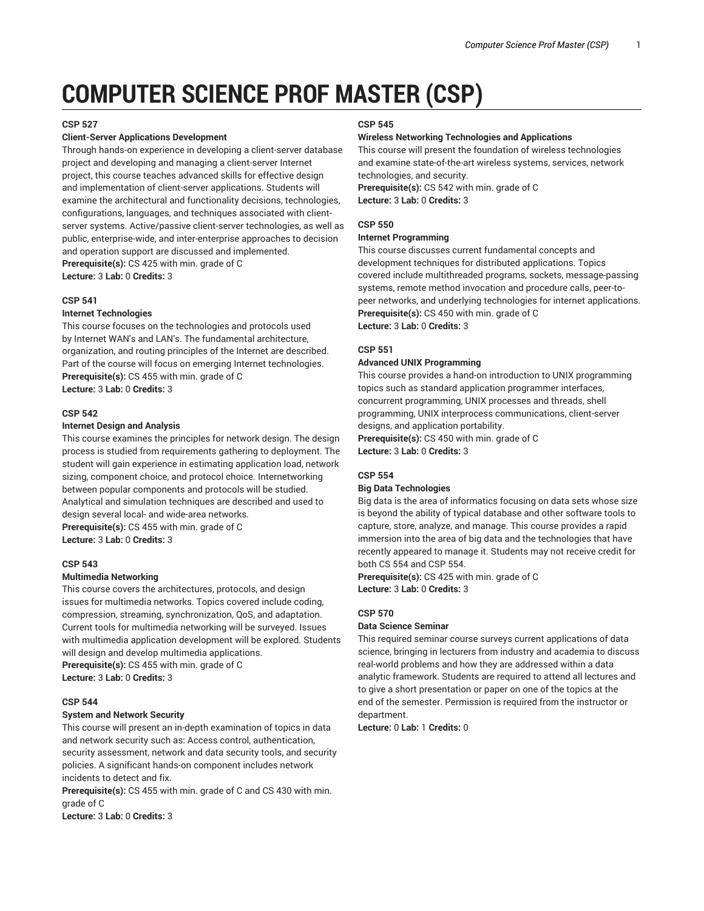# COMPUTER SCIENCE PROF MASTER (CSP)

**CSP 527**

**Client-Server Applications Development**

Through hands-on experience in developing a client-server database project and developing and managing a client-server Internet project, this course teaches advanced skills for effective design and implementation of client-server applications. Students will examine the architectural and functionality decisions, technologies, configurations, languages, and techniques associated with client-server systems. Active/passive client-server technologies, as well as public, enterprise-wide, and inter-enterprise approaches to decision and operation support are discussed and implemented.

**Prerequisite(s):** CS 425 with min. grade of C

**Lecture:** 3 **Lab:** 0 **Credits:** 3

**CSP 541**

**Internet Technologies**

This course focuses on the technologies and protocols used by Internet WAN's and LAN's. The fundamental architecture, organization, and routing principles of the Internet are described. Part of the course will focus on emerging Internet technologies.

**Prerequisite(s):** CS 455 with min. grade of C

**Lecture:** 3 **Lab:** 0 **Credits:** 3

**CSP 542**

**Internet Design and Analysis**

This course examines the principles for network design. The design process is studied from requirements gathering to deployment. The student will gain experience in estimating application load, network sizing, component choice, and protocol choice. Internetworking between popular components and protocols will be studied. Analytical and simulation techniques are described and used to design several local- and wide-area networks.

**Prerequisite(s):** CS 455 with min. grade of C

**Lecture:** 3 **Lab:** 0 **Credits:** 3

**CSP 543**

**Multimedia Networking**

This course covers the architectures, protocols, and design issues for multimedia networks. Topics covered include coding, compression, streaming, synchronization, QoS, and adaptation. Current tools for multimedia networking will be surveyed. Issues with multimedia application development will be explored. Students will design and develop multimedia applications.

**Prerequisite(s):** CS 455 with min. grade of C

**Lecture:** 3 **Lab:** 0 **Credits:** 3

**CSP 544**

**System and Network Security**

This course will present an in-depth examination of topics in data and network security such as: Access control, authentication, security assessment, network and data security tools, and security policies. A significant hands-on component includes network incidents to detect and fix.

**Prerequisite(s):** CS 455 with min. grade of C and CS 430 with min. grade of C

**Lecture:** 3 **Lab:** 0 **Credits:** 3

**CSP 545**

**Wireless Networking Technologies and Applications**

This course will present the foundation of wireless technologies and examine state-of-the-art wireless systems, services, network technologies, and security.

**Prerequisite(s):** CS 542 with min. grade of C

**Lecture:** 3 **Lab:** 0 **Credits:** 3

**CSP 550**

**Internet Programming**

This course discusses current fundamental concepts and development techniques for distributed applications. Topics covered include multithreaded programs, sockets, message-passing systems, remote method invocation and procedure calls, peer-to-peer networks, and underlying technologies for internet applications.

**Prerequisite(s):** CS 450 with min. grade of C

**Lecture:** 3 **Lab:** 0 **Credits:** 3

**CSP 551**

**Advanced UNIX Programming**

This course provides a hand-on introduction to UNIX programming topics such as standard application programmer interfaces, concurrent programming, UNIX processes and threads, shell programming, UNIX interprocess communications, client-server designs, and application portability.

**Prerequisite(s):** CS 450 with min. grade of C

**Lecture:** 3 **Lab:** 0 **Credits:** 3

**CSP 554**

**Big Data Technologies**

Big data is the area of informatics focusing on data sets whose size is beyond the ability of typical database and other software tools to capture, store, analyze, and manage. This course provides a rapid immersion into the area of big data and the technologies that have recently appeared to manage it. Students may not receive credit for both CS 554 and CSP 554.

**Prerequisite(s):** CS 425 with min. grade of C

**Lecture:** 3 **Lab:** 0 **Credits:** 3

**CSP 570**

**Data Science Seminar**

This required seminar course surveys current applications of data science, bringing in lecturers from industry and academia to discuss real-world problems and how they are addressed within a data analytic framework. Students are required to attend all lectures and to give a short presentation or paper on one of the topics at the end of the semester. Permission is required from the instructor or department.

**Lecture:** 0 **Lab:** 1 **Credits:** 0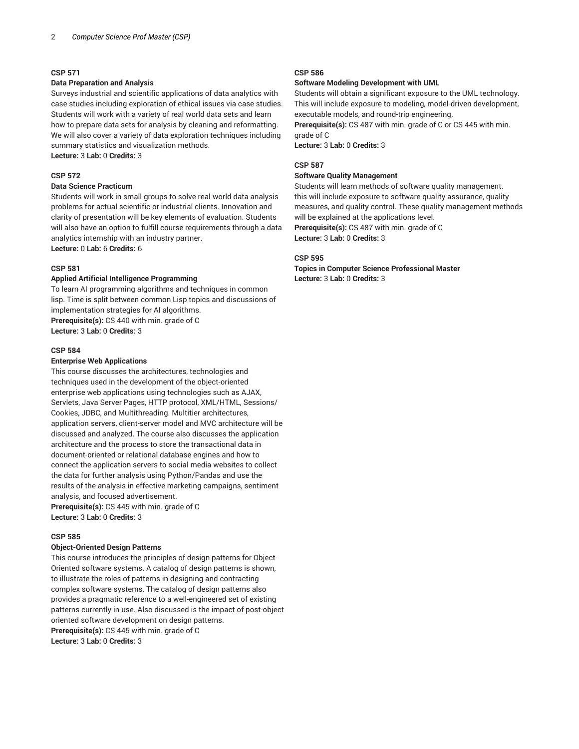### CSP 571

**Data Preparation and Analysis**

Surveys industrial and scientific applications of data analytics with case studies including exploration of ethical issues via case studies. Students will work with a variety of real world data sets and learn how to prepare data sets for analysis by cleaning and reformatting. We will also cover a variety of data exploration techniques including summary statistics and visualization methods.

**Lecture:** 3 **Lab:** 0 **Credits:** 3

### CSP 572

**Data Science Practicum**

Students will work in small groups to solve real-world data analysis problems for actual scientific or industrial clients. Innovation and clarity of presentation will be key elements of evaluation. Students will also have an option to fulfill course requirements through a data analytics internship with an industry partner.

**Lecture:** 0 **Lab:** 6 **Credits:** 6

### CSP 581

**Applied Artificial Intelligence Programming**

To learn AI programming algorithms and techniques in common lisp. Time is split between common Lisp topics and discussions of implementation strategies for AI algorithms.

**Prerequisite(s):** CS 440 with min. grade of C

**Lecture:** 3 **Lab:** 0 **Credits:** 3

### CSP 584

**Enterprise Web Applications**

This course discusses the architectures, technologies and techniques used in the development of the object-oriented enterprise web applications using technologies such as AJAX, Servlets, Java Server Pages, HTTP protocol, XML/HTML, Sessions/Cookies, JDBC, and Multithreading. Multitier architectures, application servers, client-server model and MVC architecture will be discussed and analyzed. The course also discusses the application architecture and the process to store the transactional data in document-oriented or relational database engines and how to connect the application servers to social media websites to collect the data for further analysis using Python/Pandas and use the results of the analysis in effective marketing campaigns, sentiment analysis, and focused advertisement.

**Prerequisite(s):** CS 445 with min. grade of C

**Lecture:** 3 **Lab:** 0 **Credits:** 3

### CSP 585

**Object-Oriented Design Patterns**

This course introduces the principles of design patterns for Object-Oriented software systems. A catalog of design patterns is shown, to illustrate the roles of patterns in designing and contracting complex software systems. The catalog of design patterns also provides a pragmatic reference to a well-engineered set of existing patterns currently in use. Also discussed is the impact of post-object oriented software development on design patterns.

**Prerequisite(s):** CS 445 with min. grade of C

**Lecture:** 3 **Lab:** 0 **Credits:** 3

### CSP 586

**Software Modeling Development with UML**

Students will obtain a significant exposure to the UML technology. This will include exposure to modeling, model-driven development, executable models, and round-trip engineering.

**Prerequisite(s):** CS 487 with min. grade of C or CS 445 with min. grade of C

**Lecture:** 3 **Lab:** 0 **Credits:** 3

### CSP 587

**Software Quality Management**

Students will learn methods of software quality management. this will include exposure to software quality assurance, quality measures, and quality control. These quality management methods will be explained at the applications level.

**Prerequisite(s):** CS 487 with min. grade of C

**Lecture:** 3 **Lab:** 0 **Credits:** 3

### CSP 595

**Topics in Computer Science Professional Master**

**Lecture:** 3 **Lab:** 0 **Credits:** 3